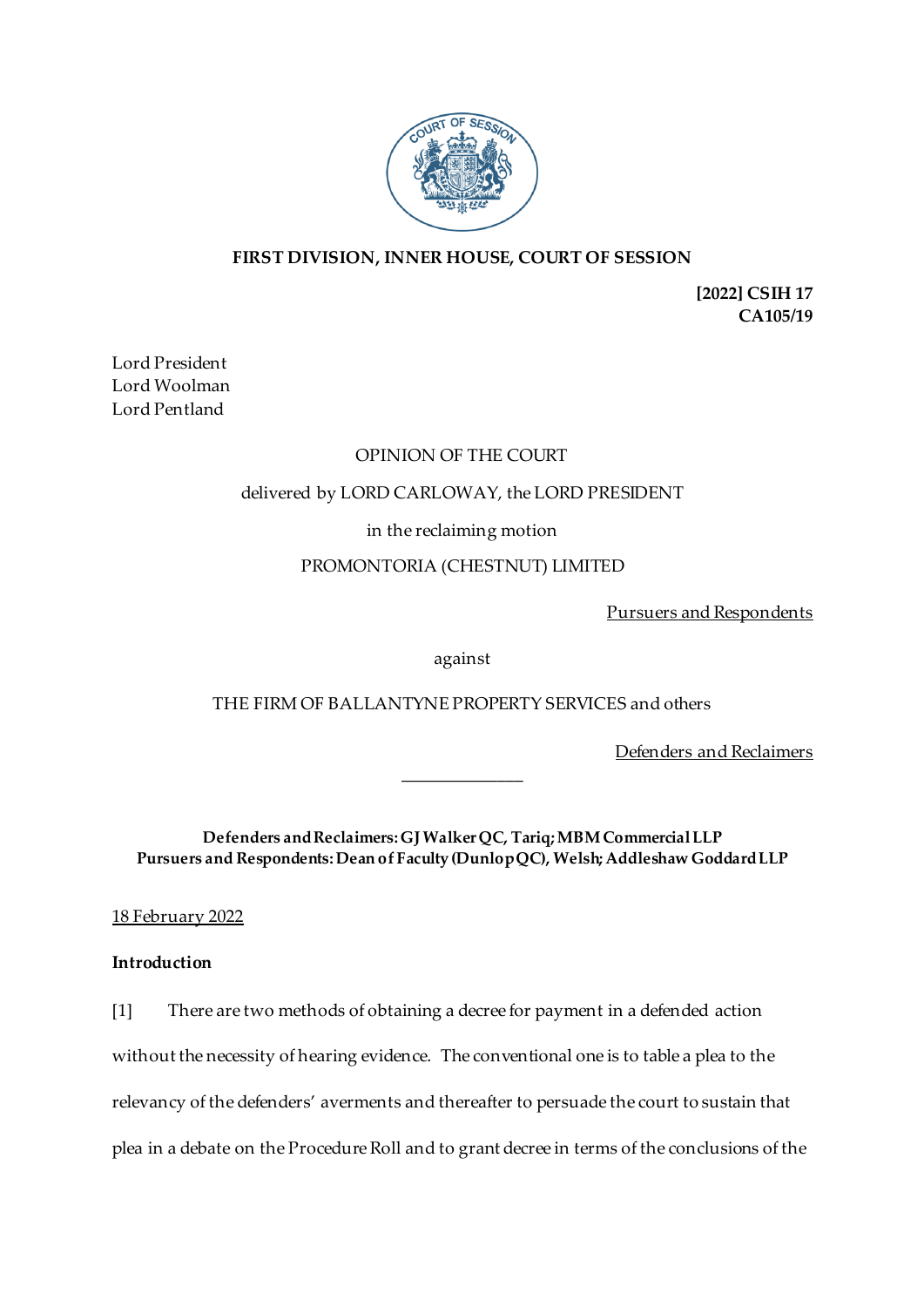**FIRST DIVISION, INNER HOUSE, COURT OF SESSION**

**[2022] CSIH 17**
**CA105/19**

Lord President
Lord Woolman
Lord Pentland

OPINION OF THE COURT

delivered by LORD CARLOWAY, the LORD PRESIDENT

in the reclaiming motion

PROMONTORIA (CHESTNUT) LIMITED

Pursuers and Respondents

against

THE FIRM OF BALLANTYNE PROPERTY SERVICES and others

Defenders and Reclaimers

---

**Defenders and Reclaimers: GJ Walker QC, Tariq; MBM Commercial LLP**
**Pursuers and Respondents: Dean of Faculty (Dunlop QC), Welsh; Addleshaw Goddard LLP**

18 February 2022

**Introduction**

[1] There are two methods of obtaining a decree for payment in a defended action without the necessity of hearing evidence. The conventional one is to table a plea to the relevancy of the defenders' averments and thereafter to persuade the court to sustain that plea in a debate on the Procedure Roll and to grant decree in terms of the conclusions of the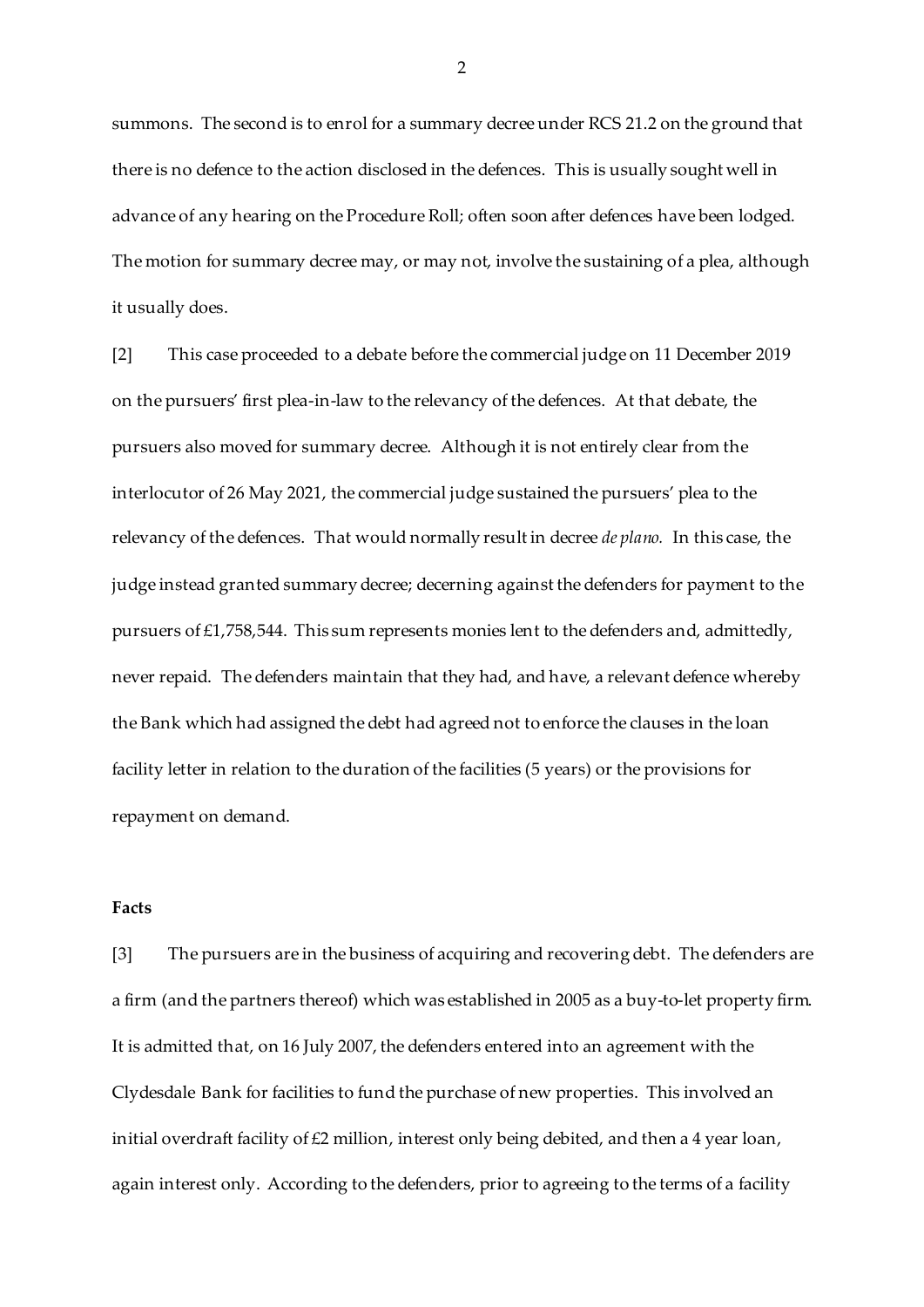summons. The second is to enrol for a summary decree under RCS 21.2 on the ground that there is no defence to the action disclosed in the defences. This is usually sought well in advance of any hearing on the Procedure Roll; often soon after defences have been lodged. The motion for summary decree may, or may not, involve the sustaining of a plea, although it usually does.

[2] This case proceeded to a debate before the commercial judge on 11 December 2019 on the pursuers' first plea-in-law to the relevancy of the defences. At that debate, the pursuers also moved for summary decree. Although it is not entirely clear from the interlocutor of 26 May 2021, the commercial judge sustained the pursuers' plea to the relevancy of the defences. That would normally result in decree *de plano*. In this case, the judge instead granted summary decree; decerning against the defenders for payment to the pursuers of £1,758,544. This sum represents monies lent to the defenders and, admittedly, never repaid. The defenders maintain that they had, and have, a relevant defence whereby the Bank which had assigned the debt had agreed not to enforce the clauses in the loan facility letter in relation to the duration of the facilities (5 years) or the provisions for repayment on demand.

**Facts**

[3] The pursuers are in the business of acquiring and recovering debt. The defenders are a firm (and the partners thereof) which was established in 2005 as a buy-to-let property firm. It is admitted that, on 16 July 2007, the defenders entered into an agreement with the Clydesdale Bank for facilities to fund the purchase of new properties. This involved an initial overdraft facility of £2 million, interest only being debited, and then a 4 year loan, again interest only. According to the defenders, prior to agreeing to the terms of a facility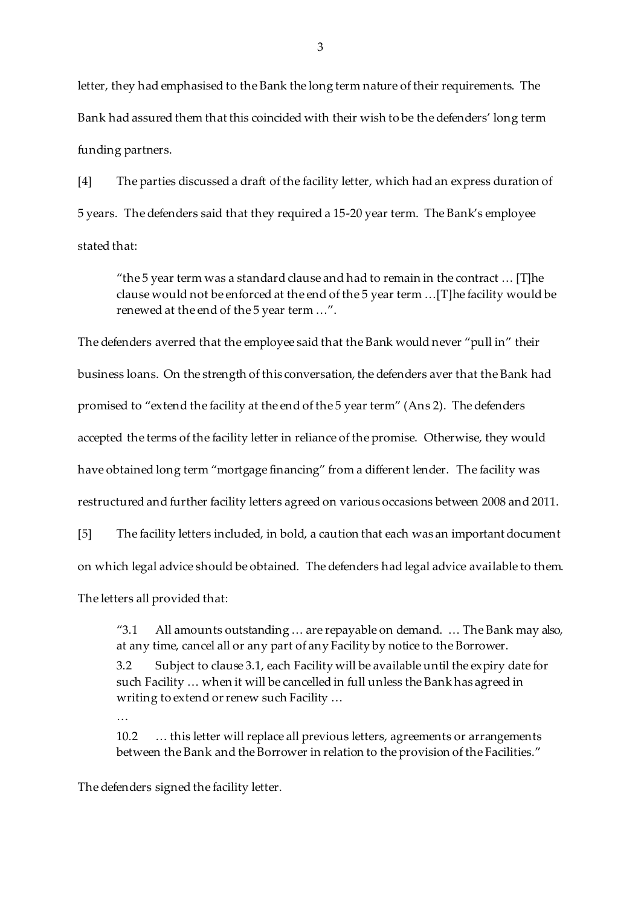letter, they had emphasised to the Bank the long term nature of their requirements. The Bank had assured them that this coincided with their wish to be the defenders' long term funding partners.

[4] The parties discussed a draft of the facility letter, which had an express duration of 5 years. The defenders said that they required a 15-20 year term. The Bank's employee stated that:

> "the 5 year term was a standard clause and had to remain in the contract … [T]he clause would not be enforced at the end of the 5 year term …[T]he facility would be renewed at the end of the 5 year term …".

The defenders averred that the employee said that the Bank would never "pull in" their business loans. On the strength of this conversation, the defenders aver that the Bank had promised to "extend the facility at the end of the 5 year term" (Ans 2). The defenders accepted the terms of the facility letter in reliance of the promise. Otherwise, they would have obtained long term "mortgage financing" from a different lender. The facility was restructured and further facility letters agreed on various occasions between 2008 and 2011.

[5] The facility letters included, in bold, a caution that each was an important document on which legal advice should be obtained. The defenders had legal advice available to them. The letters all provided that:

> "3.1 All amounts outstanding … are repayable on demand. … The Bank may also, at any time, cancel all or any part of any Facility by notice to the Borrower.
>
> 3.2 Subject to clause 3.1, each Facility will be available until the expiry date for such Facility … when it will be cancelled in full unless the Bank has agreed in writing to extend or renew such Facility …
>
> …
>
> 10.2 … this letter will replace all previous letters, agreements or arrangements between the Bank and the Borrower in relation to the provision of the Facilities."

The defenders signed the facility letter.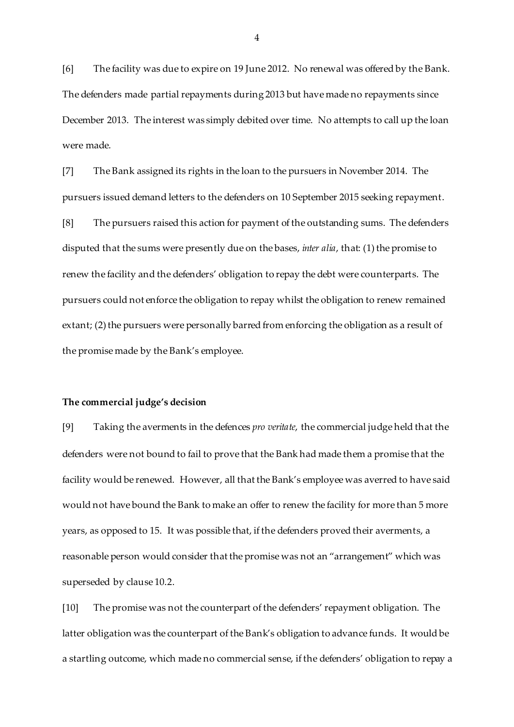[6] The facility was due to expire on 19 June 2012. No renewal was offered by the Bank. The defenders made partial repayments during 2013 but have made no repayments since December 2013. The interest was simply debited over time. No attempts to call up the loan were made.

[7] The Bank assigned its rights in the loan to the pursuers in November 2014. The pursuers issued demand letters to the defenders on 10 September 2015 seeking repayment.

[8] The pursuers raised this action for payment of the outstanding sums. The defenders disputed that the sums were presently due on the bases, *inter alia*, that: (1) the promise to renew the facility and the defenders' obligation to repay the debt were counterparts. The pursuers could not enforce the obligation to repay whilst the obligation to renew remained extant; (2) the pursuers were personally barred from enforcing the obligation as a result of the promise made by the Bank's employee.

**The commercial judge's decision**

[9] Taking the averments in the defences *pro veritate*, the commercial judge held that the defenders were not bound to fail to prove that the Bank had made them a promise that the facility would be renewed. However, all that the Bank's employee was averred to have said would not have bound the Bank to make an offer to renew the facility for more than 5 more years, as opposed to 15. It was possible that, if the defenders proved their averments, a reasonable person would consider that the promise was not an "arrangement" which was superseded by clause 10.2.

[10] The promise was not the counterpart of the defenders' repayment obligation. The latter obligation was the counterpart of the Bank's obligation to advance funds. It would be a startling outcome, which made no commercial sense, if the defenders' obligation to repay a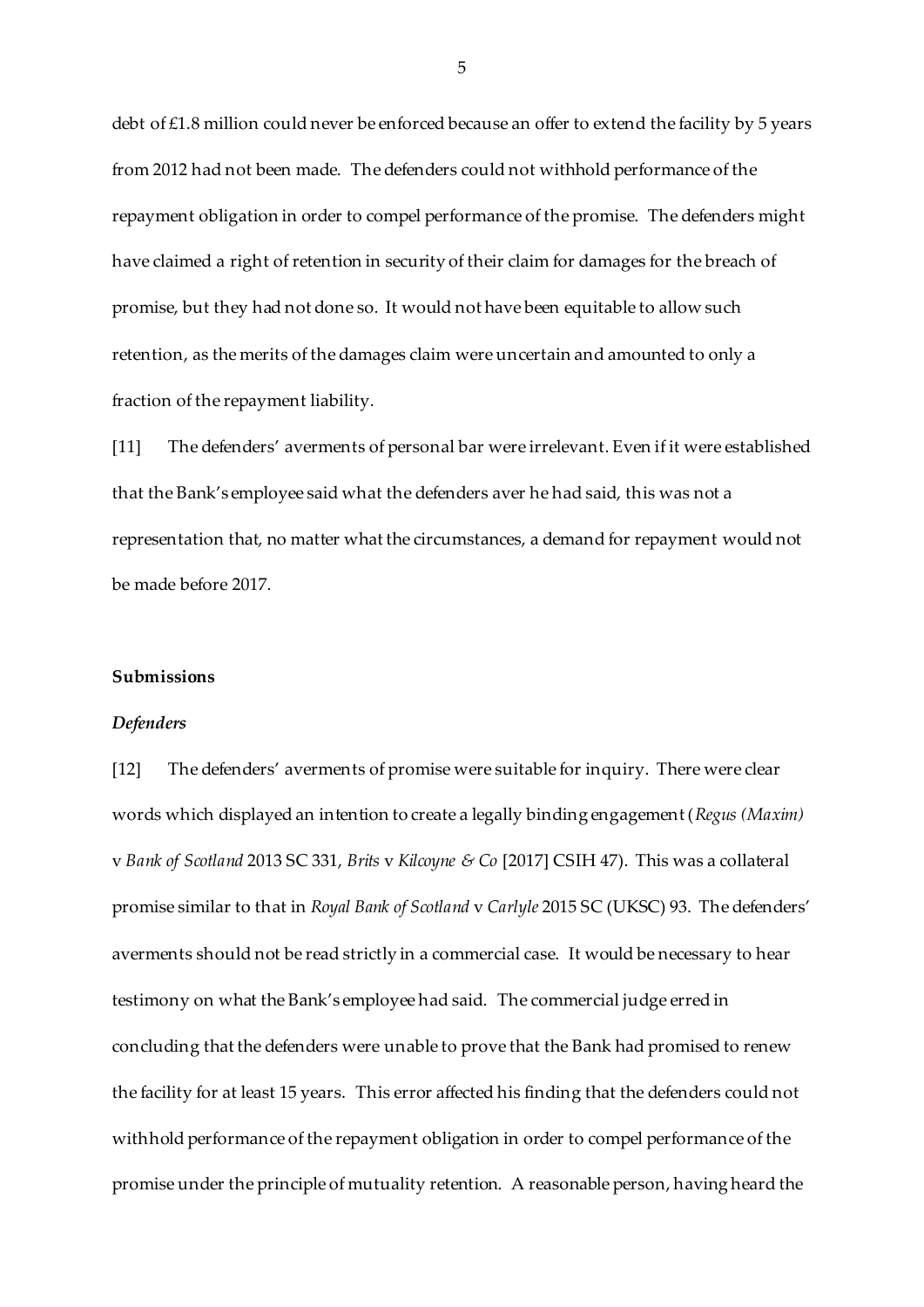debt of £1.8 million could never be enforced because an offer to extend the facility by 5 years from 2012 had not been made. The defenders could not withhold performance of the repayment obligation in order to compel performance of the promise. The defenders might have claimed a right of retention in security of their claim for damages for the breach of promise, but they had not done so. It would not have been equitable to allow such retention, as the merits of the damages claim were uncertain and amounted to only a fraction of the repayment liability.

[11] The defenders' averments of personal bar were irrelevant. Even if it were established that the Bank's employee said what the defenders aver he had said, this was not a representation that, no matter what the circumstances, a demand for repayment would not be made before 2017.

**Submissions**

***Defenders***

[12] The defenders' averments of promise were suitable for inquiry. There were clear words which displayed an intention to create a legally binding engagement (*Regus (Maxim)* v *Bank of Scotland* 2013 SC 331, *Brits* v *Kilcoyne & Co* [2017] CSIH 47). This was a collateral promise similar to that in *Royal Bank of Scotland* v *Carlyle* 2015 SC (UKSC) 93. The defenders' averments should not be read strictly in a commercial case. It would be necessary to hear testimony on what the Bank's employee had said. The commercial judge erred in concluding that the defenders were unable to prove that the Bank had promised to renew the facility for at least 15 years. This error affected his finding that the defenders could not withhold performance of the repayment obligation in order to compel performance of the promise under the principle of mutuality retention. A reasonable person, having heard the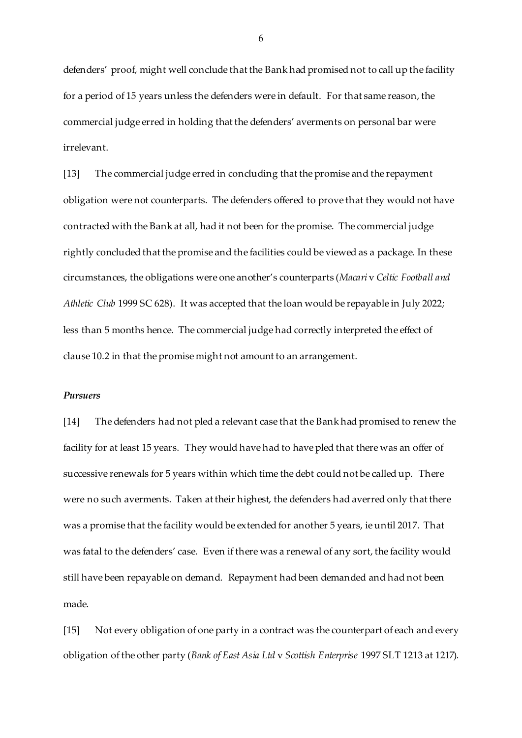defenders' proof, might well conclude that the Bank had promised not to call up the facility for a period of 15 years unless the defenders were in default. For that same reason, the commercial judge erred in holding that the defenders' averments on personal bar were irrelevant.

[13] The commercial judge erred in concluding that the promise and the repayment obligation were not counterparts. The defenders offered to prove that they would not have contracted with the Bank at all, had it not been for the promise. The commercial judge rightly concluded that the promise and the facilities could be viewed as a package. In these circumstances, the obligations were one another's counterparts (*Macari* v *Celtic Football and Athletic Club* 1999 SC 628). It was accepted that the loan would be repayable in July 2022; less than 5 months hence. The commercial judge had correctly interpreted the effect of clause 10.2 in that the promise might not amount to an arrangement.

### *Pursuers*

[14] The defenders had not pled a relevant case that the Bank had promised to renew the facility for at least 15 years. They would have had to have pled that there was an offer of successive renewals for 5 years within which time the debt could not be called up. There were no such averments. Taken at their highest, the defenders had averred only that there was a promise that the facility would be extended for another 5 years, ie until 2017. That was fatal to the defenders' case. Even if there was a renewal of any sort, the facility would still have been repayable on demand. Repayment had been demanded and had not been made.

[15] Not every obligation of one party in a contract was the counterpart of each and every obligation of the other party (*Bank of East Asia Ltd* v *Scottish Enterprise* 1997 SLT 1213 at 1217).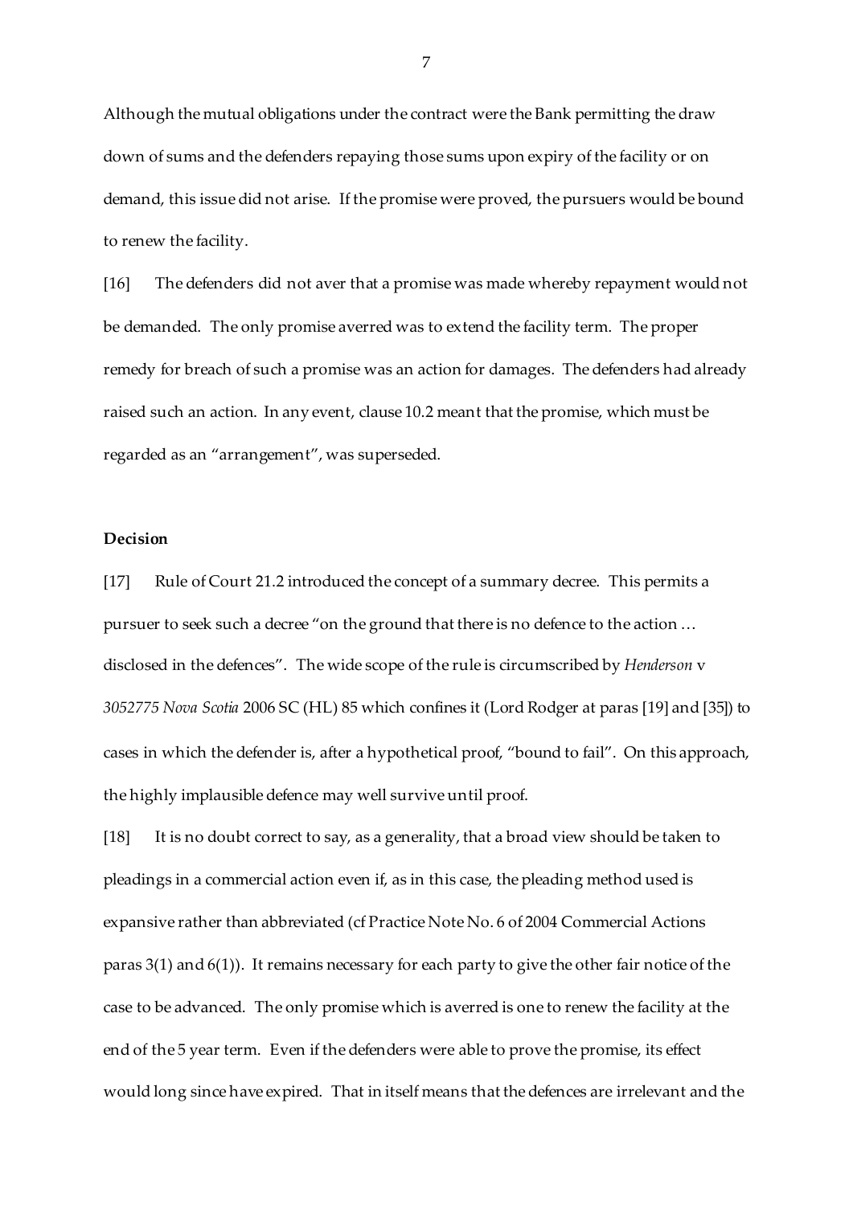Although the mutual obligations under the contract were the Bank permitting the draw down of sums and the defenders repaying those sums upon expiry of the facility or on demand, this issue did not arise. If the promise were proved, the pursuers would be bound to renew the facility.

[16] The defenders did not aver that a promise was made whereby repayment would not be demanded. The only promise averred was to extend the facility term. The proper remedy for breach of such a promise was an action for damages. The defenders had already raised such an action. In any event, clause 10.2 meant that the promise, which must be regarded as an "arrangement", was superseded.

**Decision**

[17] Rule of Court 21.2 introduced the concept of a summary decree. This permits a pursuer to seek such a decree "on the ground that there is no defence to the action … disclosed in the defences". The wide scope of the rule is circumscribed by *Henderson* v *3052775 Nova Scotia* 2006 SC (HL) 85 which confines it (Lord Rodger at paras [19] and [35]) to cases in which the defender is, after a hypothetical proof, "bound to fail". On this approach, the highly implausible defence may well survive until proof.

[18] It is no doubt correct to say, as a generality, that a broad view should be taken to pleadings in a commercial action even if, as in this case, the pleading method used is expansive rather than abbreviated (cf Practice Note No. 6 of 2004 Commercial Actions paras 3(1) and 6(1)). It remains necessary for each party to give the other fair notice of the case to be advanced. The only promise which is averred is one to renew the facility at the end of the 5 year term. Even if the defenders were able to prove the promise, its effect would long since have expired. That in itself means that the defences are irrelevant and the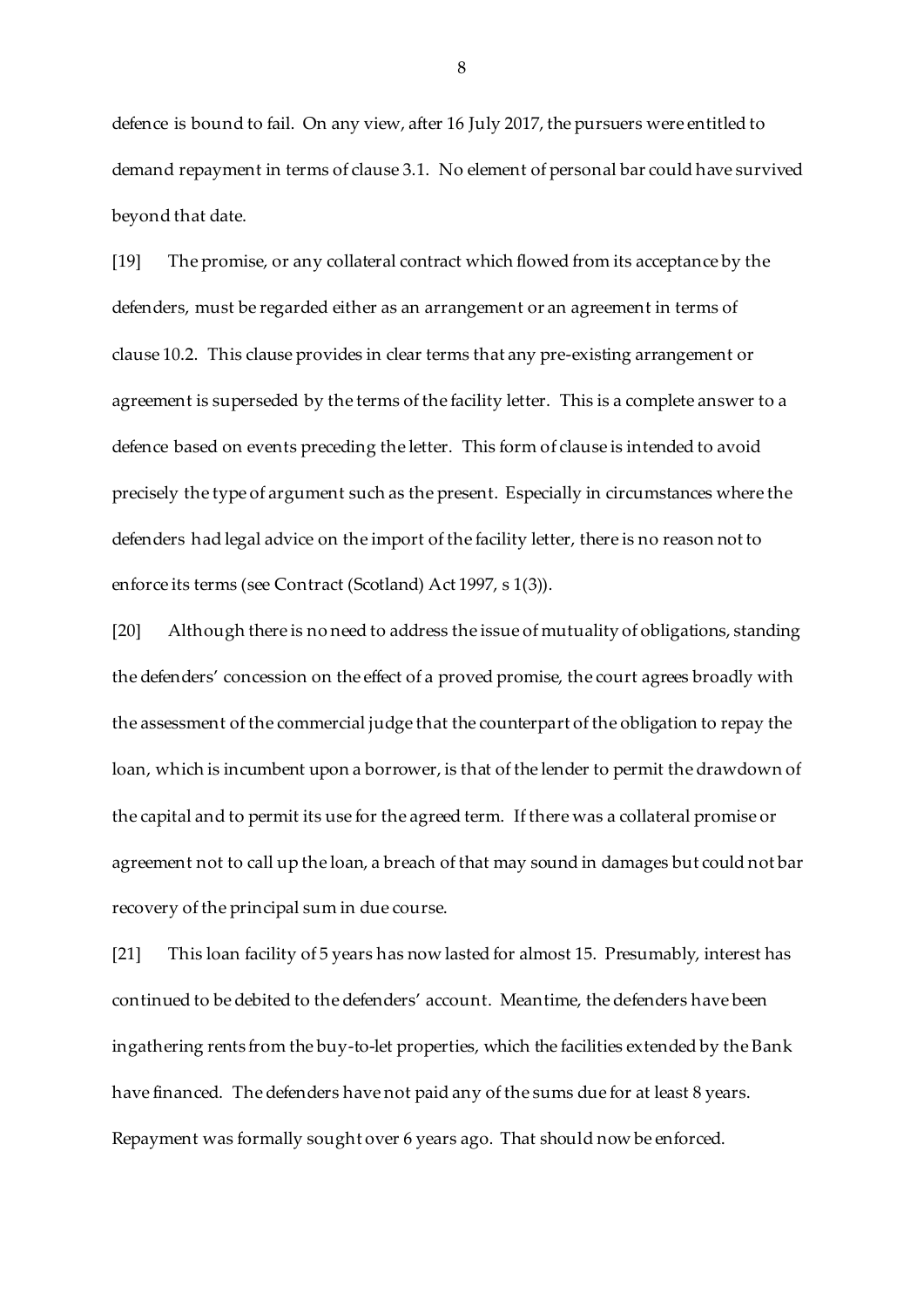defence is bound to fail. On any view, after 16 July 2017, the pursuers were entitled to demand repayment in terms of clause 3.1. No element of personal bar could have survived beyond that date.

[19] The promise, or any collateral contract which flowed from its acceptance by the defenders, must be regarded either as an arrangement or an agreement in terms of clause 10.2. This clause provides in clear terms that any pre-existing arrangement or agreement is superseded by the terms of the facility letter. This is a complete answer to a defence based on events preceding the letter. This form of clause is intended to avoid precisely the type of argument such as the present. Especially in circumstances where the defenders had legal advice on the import of the facility letter, there is no reason not to enforce its terms (see Contract (Scotland) Act 1997, s 1(3)).

[20] Although there is no need to address the issue of mutuality of obligations, standing the defenders' concession on the effect of a proved promise, the court agrees broadly with the assessment of the commercial judge that the counterpart of the obligation to repay the loan, which is incumbent upon a borrower, is that of the lender to permit the drawdown of the capital and to permit its use for the agreed term. If there was a collateral promise or agreement not to call up the loan, a breach of that may sound in damages but could not bar recovery of the principal sum in due course.

[21] This loan facility of 5 years has now lasted for almost 15. Presumably, interest has continued to be debited to the defenders' account. Meantime, the defenders have been ingathering rents from the buy-to-let properties, which the facilities extended by the Bank have financed. The defenders have not paid any of the sums due for at least 8 years. Repayment was formally sought over 6 years ago. That should now be enforced.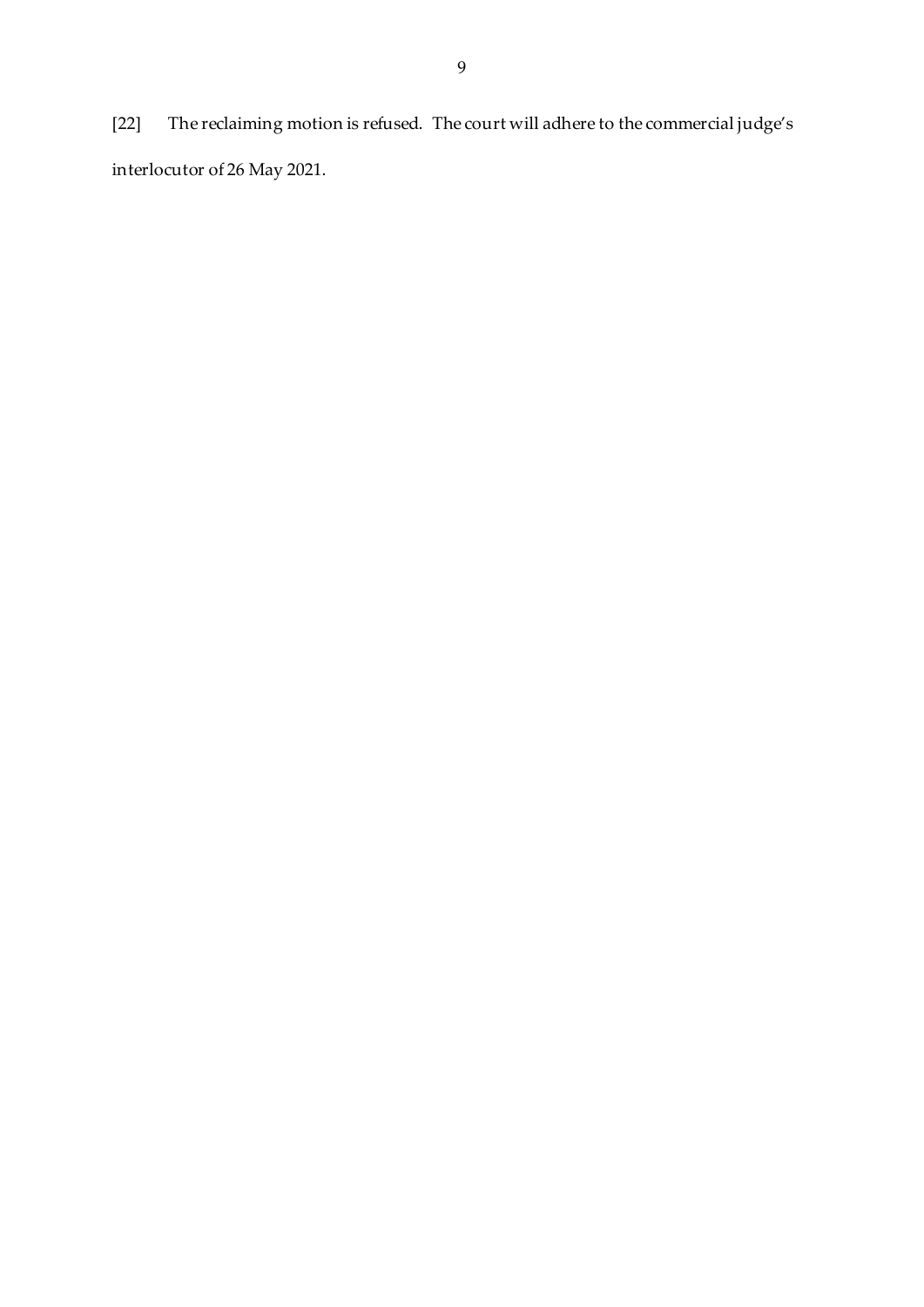[22] The reclaiming motion is refused. The court will adhere to the commercial judge's interlocutor of 26 May 2021.